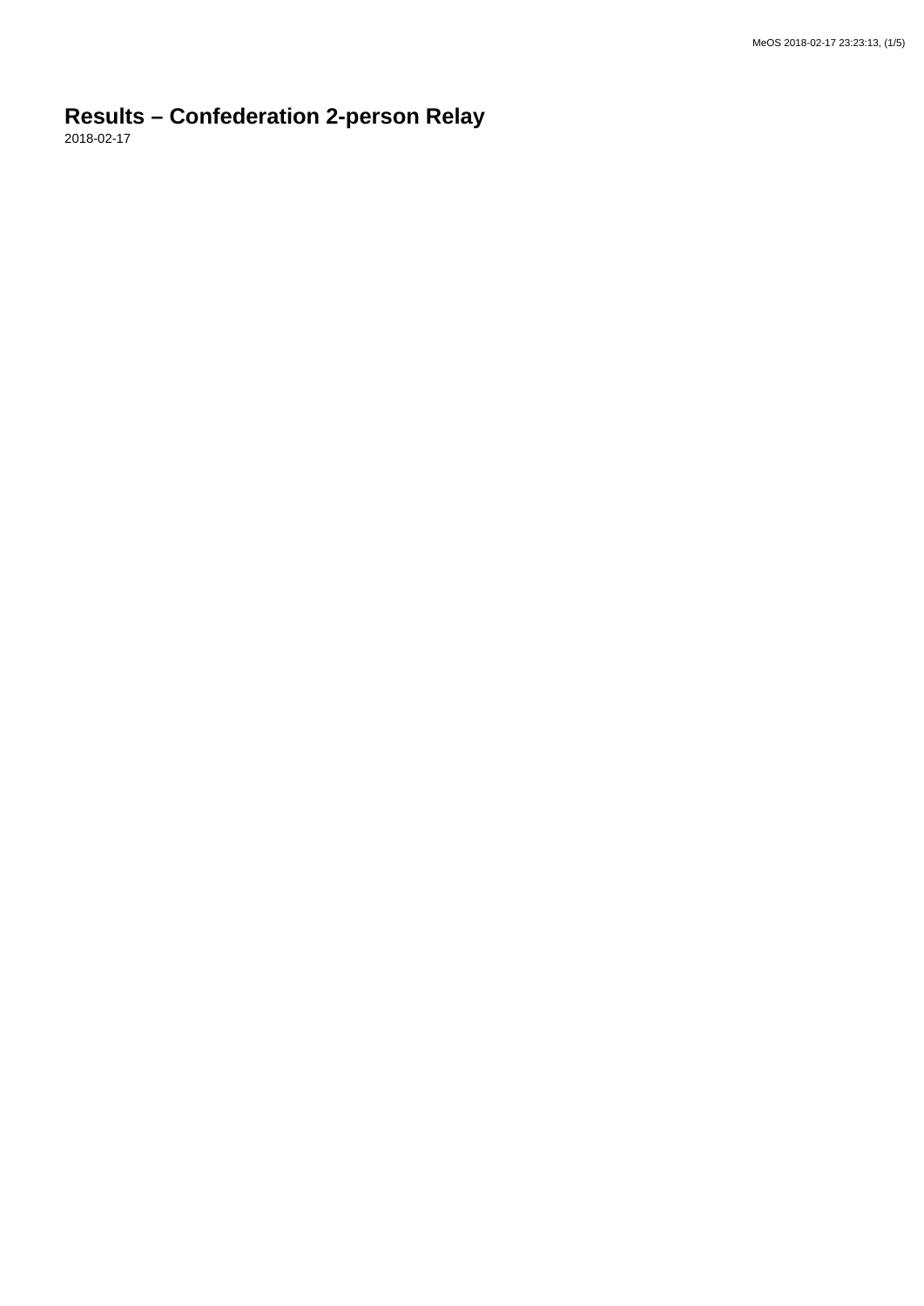# Results – Confederation 2-person Relay

2018-02-17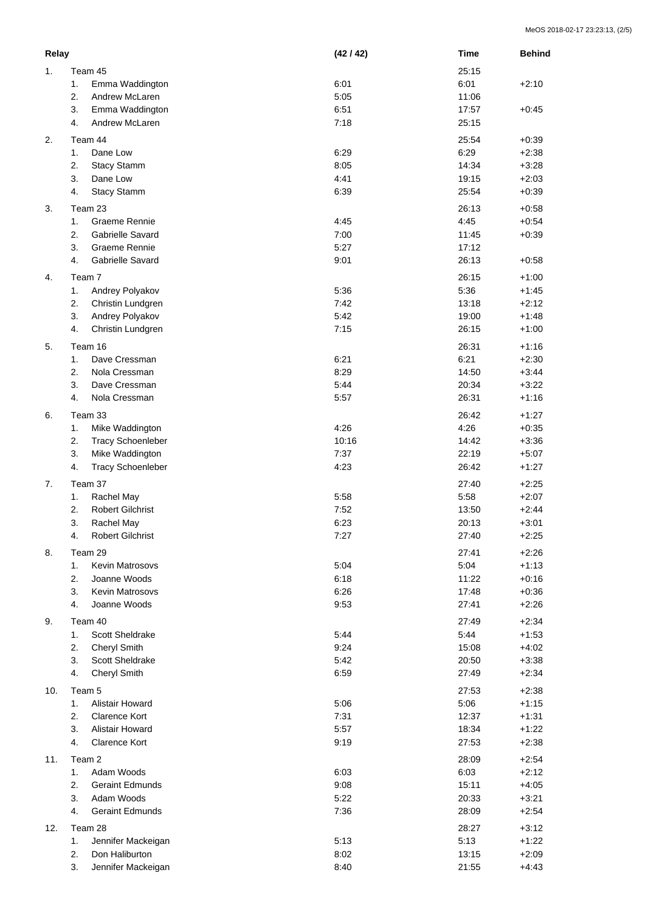| Relay | | (42 / 42) | Time | Behind |
|---|---|---|---|---|
| 1. | Team 45 | | 25:15 | |
| | 1. Emma Waddington | 6:01 | 6:01 | +2:10 |
| | 2. Andrew McLaren | 5:05 | 11:06 | |
| | 3. Emma Waddington | 6:51 | 17:57 | +0:45 |
| | 4. Andrew McLaren | 7:18 | 25:15 | |
| 2. | Team 44 | | 25:54 | +0:39 |
| | 1. Dane Low | 6:29 | 6:29 | +2:38 |
| | 2. Stacy Stamm | 8:05 | 14:34 | +3:28 |
| | 3. Dane Low | 4:41 | 19:15 | +2:03 |
| | 4. Stacy Stamm | 6:39 | 25:54 | +0:39 |
| 3. | Team 23 | | 26:13 | +0:58 |
| | 1. Graeme Rennie | 4:45 | 4:45 | +0:54 |
| | 2. Gabrielle Savard | 7:00 | 11:45 | +0:39 |
| | 3. Graeme Rennie | 5:27 | 17:12 | |
| | 4. Gabrielle Savard | 9:01 | 26:13 | +0:58 |
| 4. | Team 7 | | 26:15 | +1:00 |
| | 1. Andrey Polyakov | 5:36 | 5:36 | +1:45 |
| | 2. Christin Lundgren | 7:42 | 13:18 | +2:12 |
| | 3. Andrey Polyakov | 5:42 | 19:00 | +1:48 |
| | 4. Christin Lundgren | 7:15 | 26:15 | +1:00 |
| 5. | Team 16 | | 26:31 | +1:16 |
| | 1. Dave Cressman | 6:21 | 6:21 | +2:30 |
| | 2. Nola Cressman | 8:29 | 14:50 | +3:44 |
| | 3. Dave Cressman | 5:44 | 20:34 | +3:22 |
| | 4. Nola Cressman | 5:57 | 26:31 | +1:16 |
| 6. | Team 33 | | 26:42 | +1:27 |
| | 1. Mike Waddington | 4:26 | 4:26 | +0:35 |
| | 2. Tracy Schoenleber | 10:16 | 14:42 | +3:36 |
| | 3. Mike Waddington | 7:37 | 22:19 | +5:07 |
| | 4. Tracy Schoenleber | 4:23 | 26:42 | +1:27 |
| 7. | Team 37 | | 27:40 | +2:25 |
| | 1. Rachel May | 5:58 | 5:58 | +2:07 |
| | 2. Robert Gilchrist | 7:52 | 13:50 | +2:44 |
| | 3. Rachel May | 6:23 | 20:13 | +3:01 |
| | 4. Robert Gilchrist | 7:27 | 27:40 | +2:25 |
| 8. | Team 29 | | 27:41 | +2:26 |
| | 1. Kevin Matrosovs | 5:04 | 5:04 | +1:13 |
| | 2. Joanne Woods | 6:18 | 11:22 | +0:16 |
| | 3. Kevin Matrosovs | 6:26 | 17:48 | +0:36 |
| | 4. Joanne Woods | 9:53 | 27:41 | +2:26 |
| 9. | Team 40 | | 27:49 | +2:34 |
| | 1. Scott Sheldrake | 5:44 | 5:44 | +1:53 |
| | 2. Cheryl Smith | 9:24 | 15:08 | +4:02 |
| | 3. Scott Sheldrake | 5:42 | 20:50 | +3:38 |
| | 4. Cheryl Smith | 6:59 | 27:49 | +2:34 |
| 10. | Team 5 | | 27:53 | +2:38 |
| | 1. Alistair Howard | 5:06 | 5:06 | +1:15 |
| | 2. Clarence Kort | 7:31 | 12:37 | +1:31 |
| | 3. Alistair Howard | 5:57 | 18:34 | +1:22 |
| | 4. Clarence Kort | 9:19 | 27:53 | +2:38 |
| 11. | Team 2 | | 28:09 | +2:54 |
| | 1. Adam Woods | 6:03 | 6:03 | +2:12 |
| | 2. Geraint Edmunds | 9:08 | 15:11 | +4:05 |
| | 3. Adam Woods | 5:22 | 20:33 | +3:21 |
| | 4. Geraint Edmunds | 7:36 | 28:09 | +2:54 |
| 12. | Team 28 | | 28:27 | +3:12 |
| | 1. Jennifer Mackeigan | 5:13 | 5:13 | +1:22 |
| | 2. Don Haliburton | 8:02 | 13:15 | +2:09 |
| | 3. Jennifer Mackeigan | 8:40 | 21:55 | +4:43 |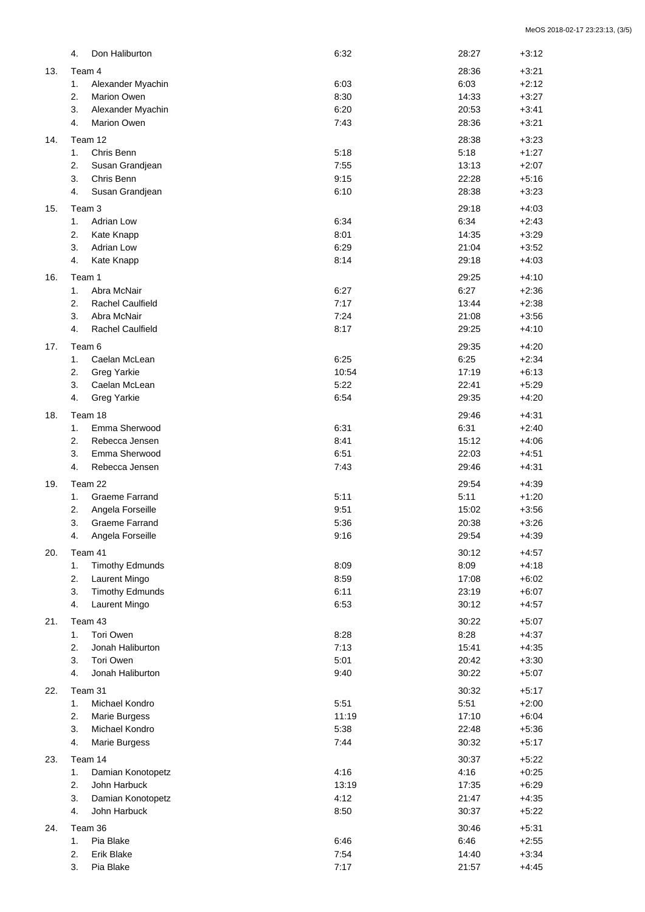| Place | Team / Runner | Leg Time | Total | Behind |
|---|---|---|---|---|
| | 4. Don Haliburton | 6:32 | 28:27 | +3:12 |
| 13. | Team 4 | | 28:36 | +3:21 |
| | 1. Alexander Myachin | 6:03 | 6:03 | +2:12 |
| | 2. Marion Owen | 8:30 | 14:33 | +3:27 |
| | 3. Alexander Myachin | 6:20 | 20:53 | +3:41 |
| | 4. Marion Owen | 7:43 | 28:36 | +3:21 |
| 14. | Team 12 | | 28:38 | +3:23 |
| | 1. Chris Benn | 5:18 | 5:18 | +1:27 |
| | 2. Susan Grandjean | 7:55 | 13:13 | +2:07 |
| | 3. Chris Benn | 9:15 | 22:28 | +5:16 |
| | 4. Susan Grandjean | 6:10 | 28:38 | +3:23 |
| 15. | Team 3 | | 29:18 | +4:03 |
| | 1. Adrian Low | 6:34 | 6:34 | +2:43 |
| | 2. Kate Knapp | 8:01 | 14:35 | +3:29 |
| | 3. Adrian Low | 6:29 | 21:04 | +3:52 |
| | 4. Kate Knapp | 8:14 | 29:18 | +4:03 |
| 16. | Team 1 | | 29:25 | +4:10 |
| | 1. Abra McNair | 6:27 | 6:27 | +2:36 |
| | 2. Rachel Caulfield | 7:17 | 13:44 | +2:38 |
| | 3. Abra McNair | 7:24 | 21:08 | +3:56 |
| | 4. Rachel Caulfield | 8:17 | 29:25 | +4:10 |
| 17. | Team 6 | | 29:35 | +4:20 |
| | 1. Caelan McLean | 6:25 | 6:25 | +2:34 |
| | 2. Greg Yarkie | 10:54 | 17:19 | +6:13 |
| | 3. Caelan McLean | 5:22 | 22:41 | +5:29 |
| | 4. Greg Yarkie | 6:54 | 29:35 | +4:20 |
| 18. | Team 18 | | 29:46 | +4:31 |
| | 1. Emma Sherwood | 6:31 | 6:31 | +2:40 |
| | 2. Rebecca Jensen | 8:41 | 15:12 | +4:06 |
| | 3. Emma Sherwood | 6:51 | 22:03 | +4:51 |
| | 4. Rebecca Jensen | 7:43 | 29:46 | +4:31 |
| 19. | Team 22 | | 29:54 | +4:39 |
| | 1. Graeme Farrand | 5:11 | 5:11 | +1:20 |
| | 2. Angela Forseille | 9:51 | 15:02 | +3:56 |
| | 3. Graeme Farrand | 5:36 | 20:38 | +3:26 |
| | 4. Angela Forseille | 9:16 | 29:54 | +4:39 |
| 20. | Team 41 | | 30:12 | +4:57 |
| | 1. Timothy Edmunds | 8:09 | 8:09 | +4:18 |
| | 2. Laurent Mingo | 8:59 | 17:08 | +6:02 |
| | 3. Timothy Edmunds | 6:11 | 23:19 | +6:07 |
| | 4. Laurent Mingo | 6:53 | 30:12 | +4:57 |
| 21. | Team 43 | | 30:22 | +5:07 |
| | 1. Tori Owen | 8:28 | 8:28 | +4:37 |
| | 2. Jonah Haliburton | 7:13 | 15:41 | +4:35 |
| | 3. Tori Owen | 5:01 | 20:42 | +3:30 |
| | 4. Jonah Haliburton | 9:40 | 30:22 | +5:07 |
| 22. | Team 31 | | 30:32 | +5:17 |
| | 1. Michael Kondro | 5:51 | 5:51 | +2:00 |
| | 2. Marie Burgess | 11:19 | 17:10 | +6:04 |
| | 3. Michael Kondro | 5:38 | 22:48 | +5:36 |
| | 4. Marie Burgess | 7:44 | 30:32 | +5:17 |
| 23. | Team 14 | | 30:37 | +5:22 |
| | 1. Damian Konotopetz | 4:16 | 4:16 | +0:25 |
| | 2. John Harbuck | 13:19 | 17:35 | +6:29 |
| | 3. Damian Konotopetz | 4:12 | 21:47 | +4:35 |
| | 4. John Harbuck | 8:50 | 30:37 | +5:22 |
| 24. | Team 36 | | 30:46 | +5:31 |
| | 1. Pia Blake | 6:46 | 6:46 | +2:55 |
| | 2. Erik Blake | 7:54 | 14:40 | +3:34 |
| | 3. Pia Blake | 7:17 | 21:57 | +4:45 |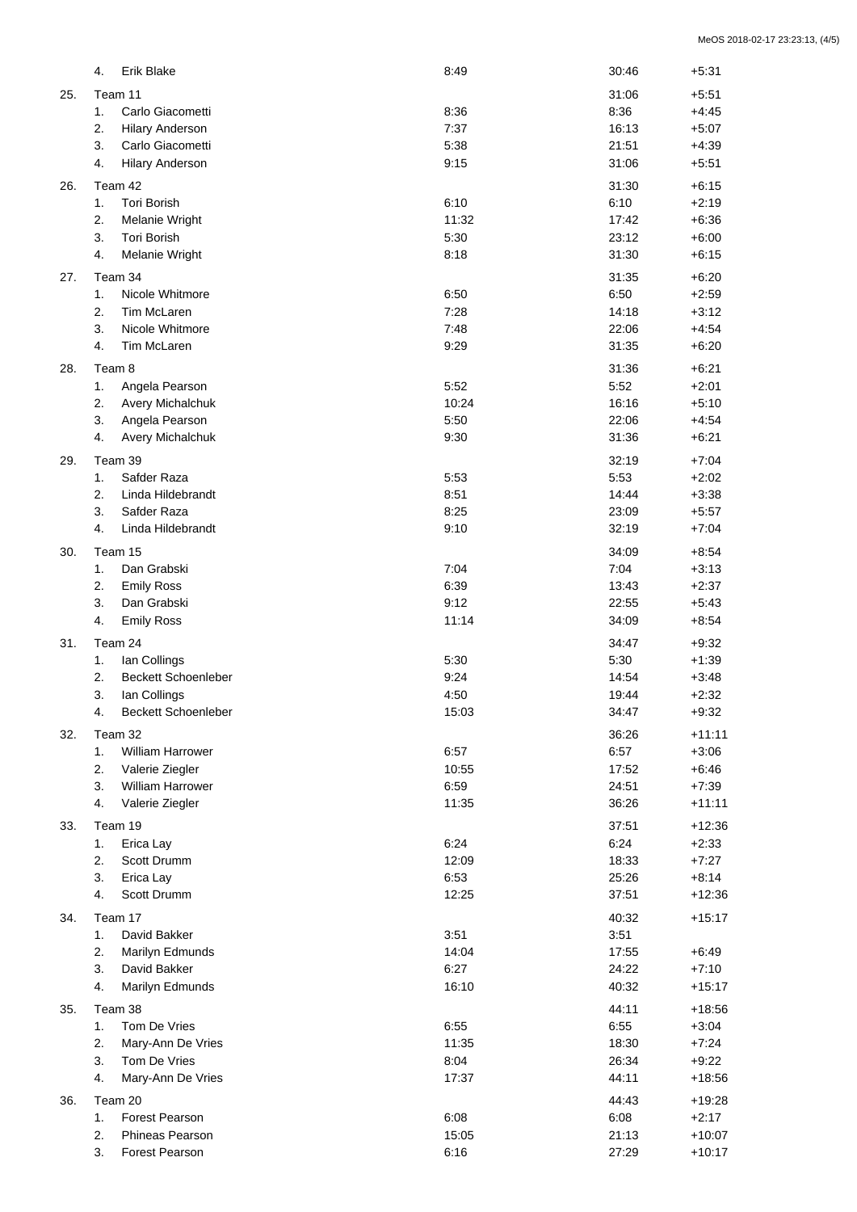| | | Leg | Total | Behind |
|---|---|---|---|---|
| | 4. Erik Blake | 8:49 | 30:46 | +5:31 |
| 25. | Team 11 | | 31:06 | +5:51 |
| | 1. Carlo Giacometti | 8:36 | 8:36 | +4:45 |
| | 2. Hilary Anderson | 7:37 | 16:13 | +5:07 |
| | 3. Carlo Giacometti | 5:38 | 21:51 | +4:39 |
| | 4. Hilary Anderson | 9:15 | 31:06 | +5:51 |
| 26. | Team 42 | | 31:30 | +6:15 |
| | 1. Tori Borish | 6:10 | 6:10 | +2:19 |
| | 2. Melanie Wright | 11:32 | 17:42 | +6:36 |
| | 3. Tori Borish | 5:30 | 23:12 | +6:00 |
| | 4. Melanie Wright | 8:18 | 31:30 | +6:15 |
| 27. | Team 34 | | 31:35 | +6:20 |
| | 1. Nicole Whitmore | 6:50 | 6:50 | +2:59 |
| | 2. Tim McLaren | 7:28 | 14:18 | +3:12 |
| | 3. Nicole Whitmore | 7:48 | 22:06 | +4:54 |
| | 4. Tim McLaren | 9:29 | 31:35 | +6:20 |
| 28. | Team 8 | | 31:36 | +6:21 |
| | 1. Angela Pearson | 5:52 | 5:52 | +2:01 |
| | 2. Avery Michalchuk | 10:24 | 16:16 | +5:10 |
| | 3. Angela Pearson | 5:50 | 22:06 | +4:54 |
| | 4. Avery Michalchuk | 9:30 | 31:36 | +6:21 |
| 29. | Team 39 | | 32:19 | +7:04 |
| | 1. Safder Raza | 5:53 | 5:53 | +2:02 |
| | 2. Linda Hildebrandt | 8:51 | 14:44 | +3:38 |
| | 3. Safder Raza | 8:25 | 23:09 | +5:57 |
| | 4. Linda Hildebrandt | 9:10 | 32:19 | +7:04 |
| 30. | Team 15 | | 34:09 | +8:54 |
| | 1. Dan Grabski | 7:04 | 7:04 | +3:13 |
| | 2. Emily Ross | 6:39 | 13:43 | +2:37 |
| | 3. Dan Grabski | 9:12 | 22:55 | +5:43 |
| | 4. Emily Ross | 11:14 | 34:09 | +8:54 |
| 31. | Team 24 | | 34:47 | +9:32 |
| | 1. Ian Collings | 5:30 | 5:30 | +1:39 |
| | 2. Beckett Schoenleber | 9:24 | 14:54 | +3:48 |
| | 3. Ian Collings | 4:50 | 19:44 | +2:32 |
| | 4. Beckett Schoenleber | 15:03 | 34:47 | +9:32 |
| 32. | Team 32 | | 36:26 | +11:11 |
| | 1. William Harrower | 6:57 | 6:57 | +3:06 |
| | 2. Valerie Ziegler | 10:55 | 17:52 | +6:46 |
| | 3. William Harrower | 6:59 | 24:51 | +7:39 |
| | 4. Valerie Ziegler | 11:35 | 36:26 | +11:11 |
| 33. | Team 19 | | 37:51 | +12:36 |
| | 1. Erica Lay | 6:24 | 6:24 | +2:33 |
| | 2. Scott Drumm | 12:09 | 18:33 | +7:27 |
| | 3. Erica Lay | 6:53 | 25:26 | +8:14 |
| | 4. Scott Drumm | 12:25 | 37:51 | +12:36 |
| 34. | Team 17 | | 40:32 | +15:17 |
| | 1. David Bakker | 3:51 | 3:51 | |
| | 2. Marilyn Edmunds | 14:04 | 17:55 | +6:49 |
| | 3. David Bakker | 6:27 | 24:22 | +7:10 |
| | 4. Marilyn Edmunds | 16:10 | 40:32 | +15:17 |
| 35. | Team 38 | | 44:11 | +18:56 |
| | 1. Tom De Vries | 6:55 | 6:55 | +3:04 |
| | 2. Mary-Ann De Vries | 11:35 | 18:30 | +7:24 |
| | 3. Tom De Vries | 8:04 | 26:34 | +9:22 |
| | 4. Mary-Ann De Vries | 17:37 | 44:11 | +18:56 |
| 36. | Team 20 | | 44:43 | +19:28 |
| | 1. Forest Pearson | 6:08 | 6:08 | +2:17 |
| | 2. Phineas Pearson | 15:05 | 21:13 | +10:07 |
| | 3. Forest Pearson | 6:16 | 27:29 | +10:17 |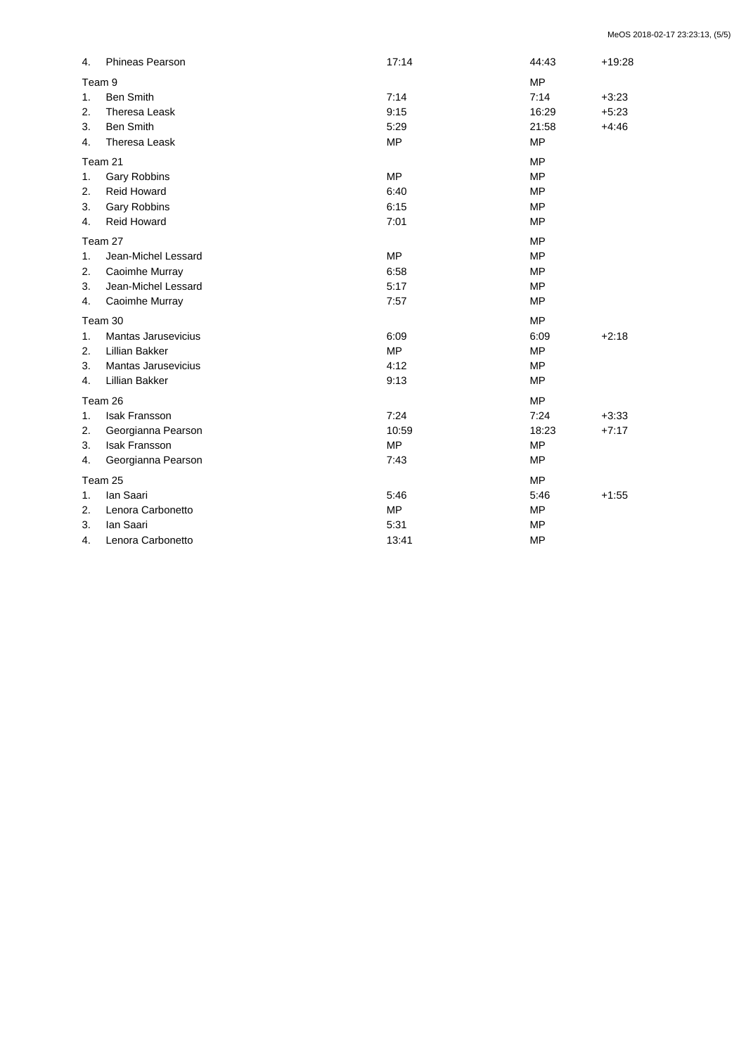| | | | | |
|---|---|---|---|---|
| 4. | Phineas Pearson | 17:14 | 44:43 | +19:28 |
| Team 9 | | | MP | |
| 1. | Ben Smith | 7:14 | 7:14 | +3:23 |
| 2. | Theresa Leask | 9:15 | 16:29 | +5:23 |
| 3. | Ben Smith | 5:29 | 21:58 | +4:46 |
| 4. | Theresa Leask | MP | MP | |
| Team 21 | | | MP | |
| 1. | Gary Robbins | MP | MP | |
| 2. | Reid Howard | 6:40 | MP | |
| 3. | Gary Robbins | 6:15 | MP | |
| 4. | Reid Howard | 7:01 | MP | |
| Team 27 | | | MP | |
| 1. | Jean-Michel Lessard | MP | MP | |
| 2. | Caoimhe Murray | 6:58 | MP | |
| 3. | Jean-Michel Lessard | 5:17 | MP | |
| 4. | Caoimhe Murray | 7:57 | MP | |
| Team 30 | | | MP | |
| 1. | Mantas Jarusevicius | 6:09 | 6:09 | +2:18 |
| 2. | Lillian Bakker | MP | MP | |
| 3. | Mantas Jarusevicius | 4:12 | MP | |
| 4. | Lillian Bakker | 9:13 | MP | |
| Team 26 | | | MP | |
| 1. | Isak Fransson | 7:24 | 7:24 | +3:33 |
| 2. | Georgianna Pearson | 10:59 | 18:23 | +7:17 |
| 3. | Isak Fransson | MP | MP | |
| 4. | Georgianna Pearson | 7:43 | MP | |
| Team 25 | | | MP | |
| 1. | Ian Saari | 5:46 | 5:46 | +1:55 |
| 2. | Lenora Carbonetto | MP | MP | |
| 3. | Ian Saari | 5:31 | MP | |
| 4. | Lenora Carbonetto | 13:41 | MP | |